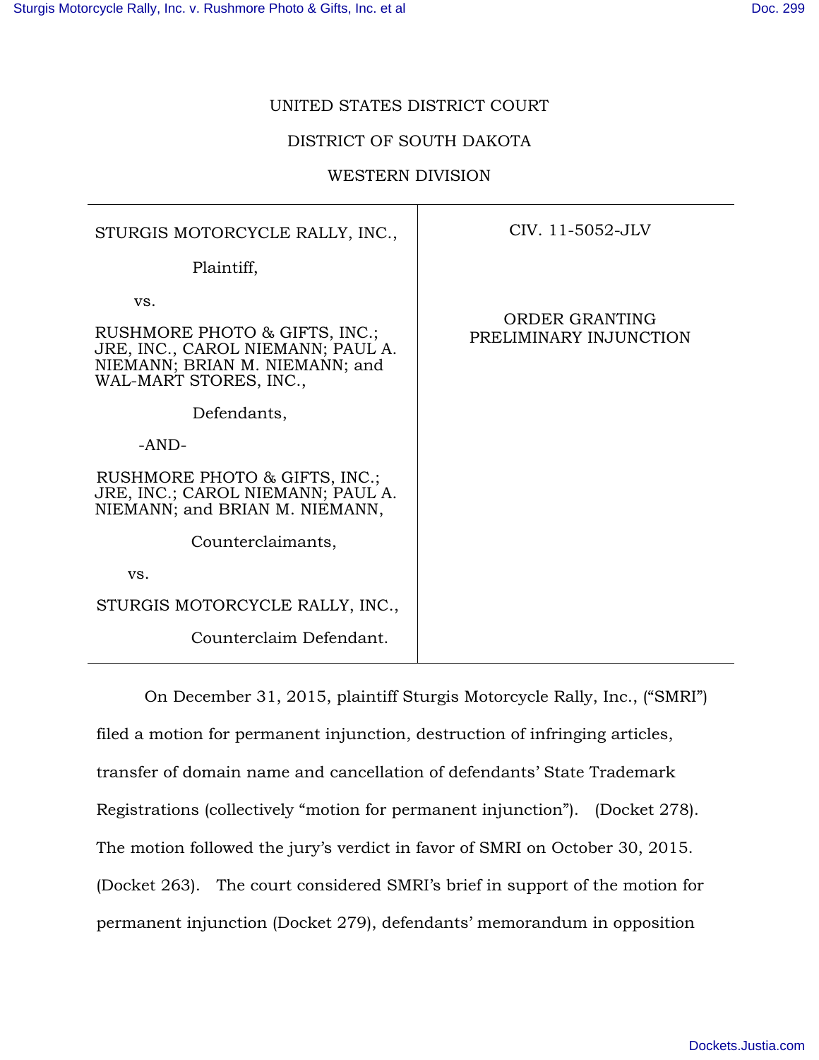UNITED STATES DISTRICT COURT

DISTRICT OF SOUTH DAKOTA

WESTERN DIVISION

| | |
|---|---|
| STURGIS MOTORCYCLE RALLY, INC.,<br><br>Plaintiff,<br><br>vs.<br><br>RUSHMORE PHOTO & GIFTS, INC.; JRE, INC., CAROL NIEMANN; PAUL A. NIEMANN; BRIAN M. NIEMANN; and WAL-MART STORES, INC.,<br><br>Defendants,<br><br>-AND-<br><br>RUSHMORE PHOTO & GIFTS, INC.; JRE, INC.; CAROL NIEMANN; PAUL A. NIEMANN; and BRIAN M. NIEMANN,<br><br>Counterclaimants,<br><br>vs.<br><br>STURGIS MOTORCYCLE RALLY, INC.,<br><br>Counterclaim Defendant. | CIV. 11-5052-JLV<br><br>ORDER GRANTING PRELIMINARY INJUNCTION |

On December 31, 2015, plaintiff Sturgis Motorcycle Rally, Inc., ("SMRI") filed a motion for permanent injunction, destruction of infringing articles, transfer of domain name and cancellation of defendants' State Trademark Registrations (collectively "motion for permanent injunction"). (Docket 278). The motion followed the jury's verdict in favor of SMRI on October 30, 2015. (Docket 263). The court considered SMRI's brief in support of the motion for permanent injunction (Docket 279), defendants' memorandum in opposition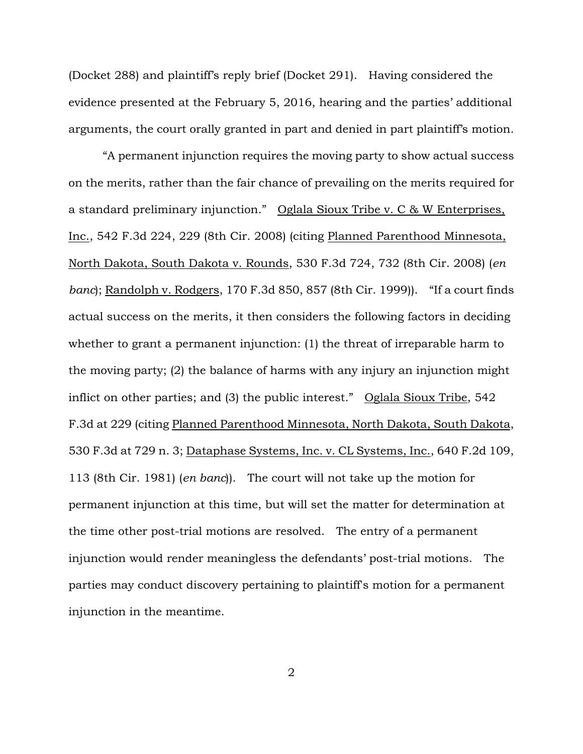(Docket 288) and plaintiff's reply brief (Docket 291). Having considered the evidence presented at the February 5, 2016, hearing and the parties' additional arguments, the court orally granted in part and denied in part plaintiff's motion.

"A permanent injunction requires the moving party to show actual success on the merits, rather than the fair chance of prevailing on the merits required for a standard preliminary injunction." Oglala Sioux Tribe v. C & W Enterprises, Inc., 542 F.3d 224, 229 (8th Cir. 2008) (citing Planned Parenthood Minnesota, North Dakota, South Dakota v. Rounds, 530 F.3d 724, 732 (8th Cir. 2008) (*en banc*); Randolph v. Rodgers, 170 F.3d 850, 857 (8th Cir. 1999)). "If a court finds actual success on the merits, it then considers the following factors in deciding whether to grant a permanent injunction: (1) the threat of irreparable harm to the moving party; (2) the balance of harms with any injury an injunction might inflict on other parties; and (3) the public interest." Oglala Sioux Tribe, 542 F.3d at 229 (citing Planned Parenthood Minnesota, North Dakota, South Dakota, 530 F.3d at 729 n. 3; Dataphase Systems, Inc. v. CL Systems, Inc., 640 F.2d 109, 113 (8th Cir. 1981) (*en banc*)). The court will not take up the motion for permanent injunction at this time, but will set the matter for determination at the time other post-trial motions are resolved. The entry of a permanent injunction would render meaningless the defendants' post-trial motions. The parties may conduct discovery pertaining to plaintiff's motion for a permanent injunction in the meantime.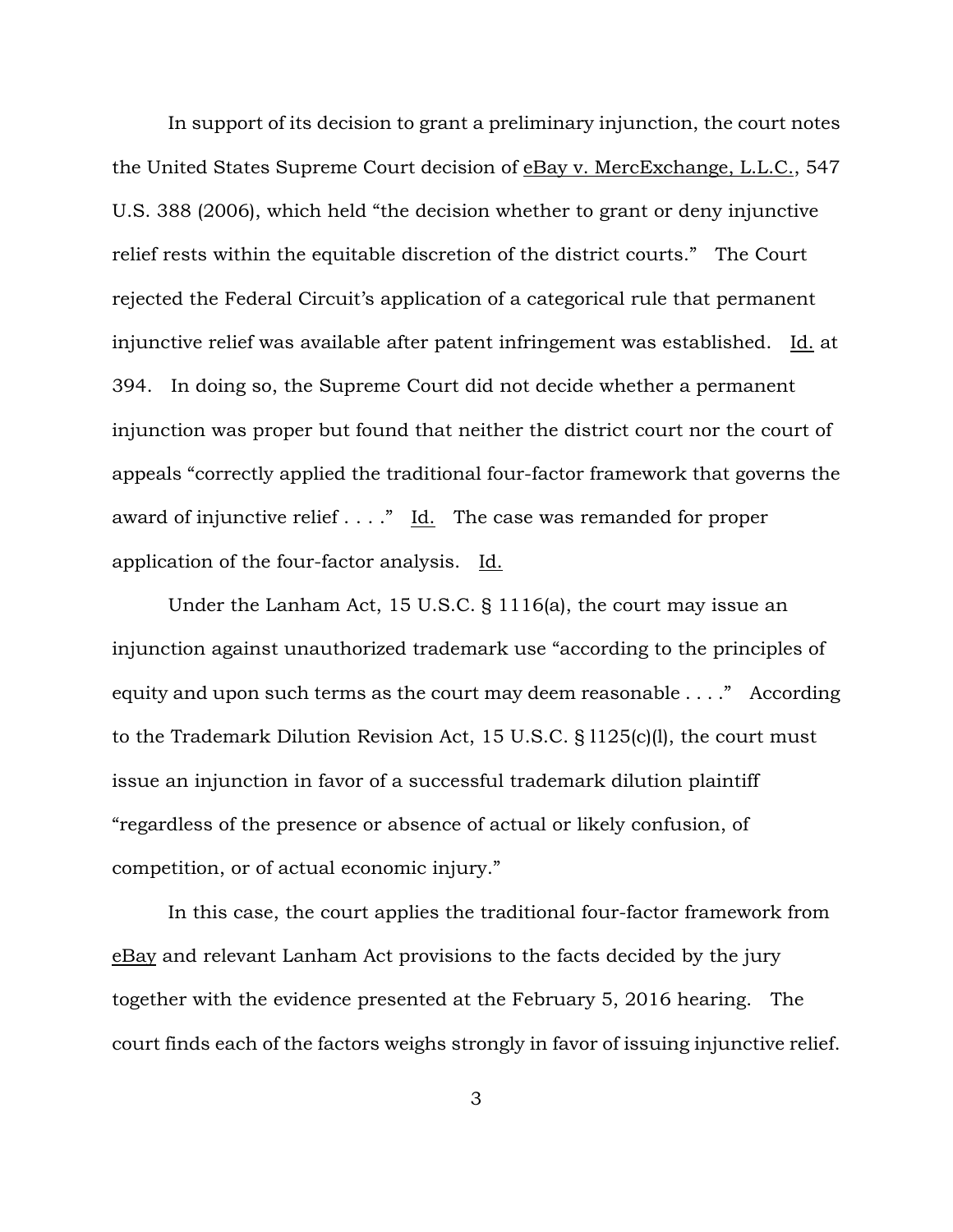In support of its decision to grant a preliminary injunction, the court notes the United States Supreme Court decision of eBay v. MercExchange, L.L.C., 547 U.S. 388 (2006), which held "the decision whether to grant or deny injunctive relief rests within the equitable discretion of the district courts." The Court rejected the Federal Circuit's application of a categorical rule that permanent injunctive relief was available after patent infringement was established. Id. at 394. In doing so, the Supreme Court did not decide whether a permanent injunction was proper but found that neither the district court nor the court of appeals "correctly applied the traditional four-factor framework that governs the award of injunctive relief . . . ." Id. The case was remanded for proper application of the four-factor analysis. Id.

Under the Lanham Act, 15 U.S.C. § 1116(a), the court may issue an injunction against unauthorized trademark use "according to the principles of equity and upon such terms as the court may deem reasonable . . . ." According to the Trademark Dilution Revision Act, 15 U.S.C. § l125(c)(l), the court must issue an injunction in favor of a successful trademark dilution plaintiff "regardless of the presence or absence of actual or likely confusion, of competition, or of actual economic injury."

In this case, the court applies the traditional four-factor framework from eBay and relevant Lanham Act provisions to the facts decided by the jury together with the evidence presented at the February 5, 2016 hearing. The court finds each of the factors weighs strongly in favor of issuing injunctive relief.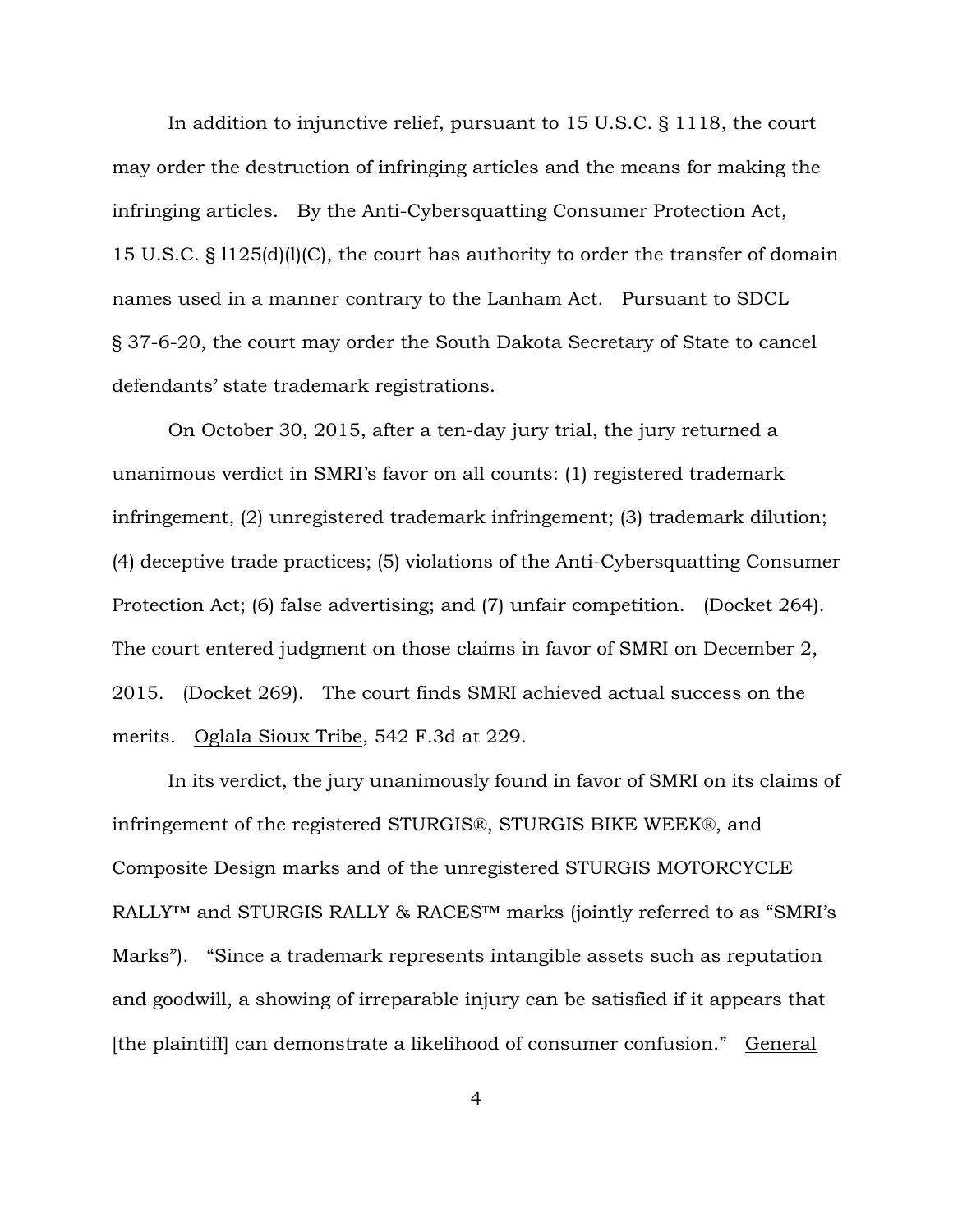In addition to injunctive relief, pursuant to 15 U.S.C. § 1118, the court may order the destruction of infringing articles and the means for making the infringing articles. By the Anti-Cybersquatting Consumer Protection Act, 15 U.S.C. § l125(d)(l)(C), the court has authority to order the transfer of domain names used in a manner contrary to the Lanham Act. Pursuant to SDCL § 37-6-20, the court may order the South Dakota Secretary of State to cancel defendants' state trademark registrations.

On October 30, 2015, after a ten-day jury trial, the jury returned a unanimous verdict in SMRI's favor on all counts: (1) registered trademark infringement, (2) unregistered trademark infringement; (3) trademark dilution; (4) deceptive trade practices; (5) violations of the Anti-Cybersquatting Consumer Protection Act; (6) false advertising; and (7) unfair competition. (Docket 264). The court entered judgment on those claims in favor of SMRI on December 2, 2015. (Docket 269). The court finds SMRI achieved actual success on the merits. Oglala Sioux Tribe, 542 F.3d at 229.

In its verdict, the jury unanimously found in favor of SMRI on its claims of infringement of the registered STURGIS®, STURGIS BIKE WEEK®, and Composite Design marks and of the unregistered STURGIS MOTORCYCLE RALLY™ and STURGIS RALLY & RACES™ marks (jointly referred to as "SMRI's Marks"). "Since a trademark represents intangible assets such as reputation and goodwill, a showing of irreparable injury can be satisfied if it appears that [the plaintiff] can demonstrate a likelihood of consumer confusion." General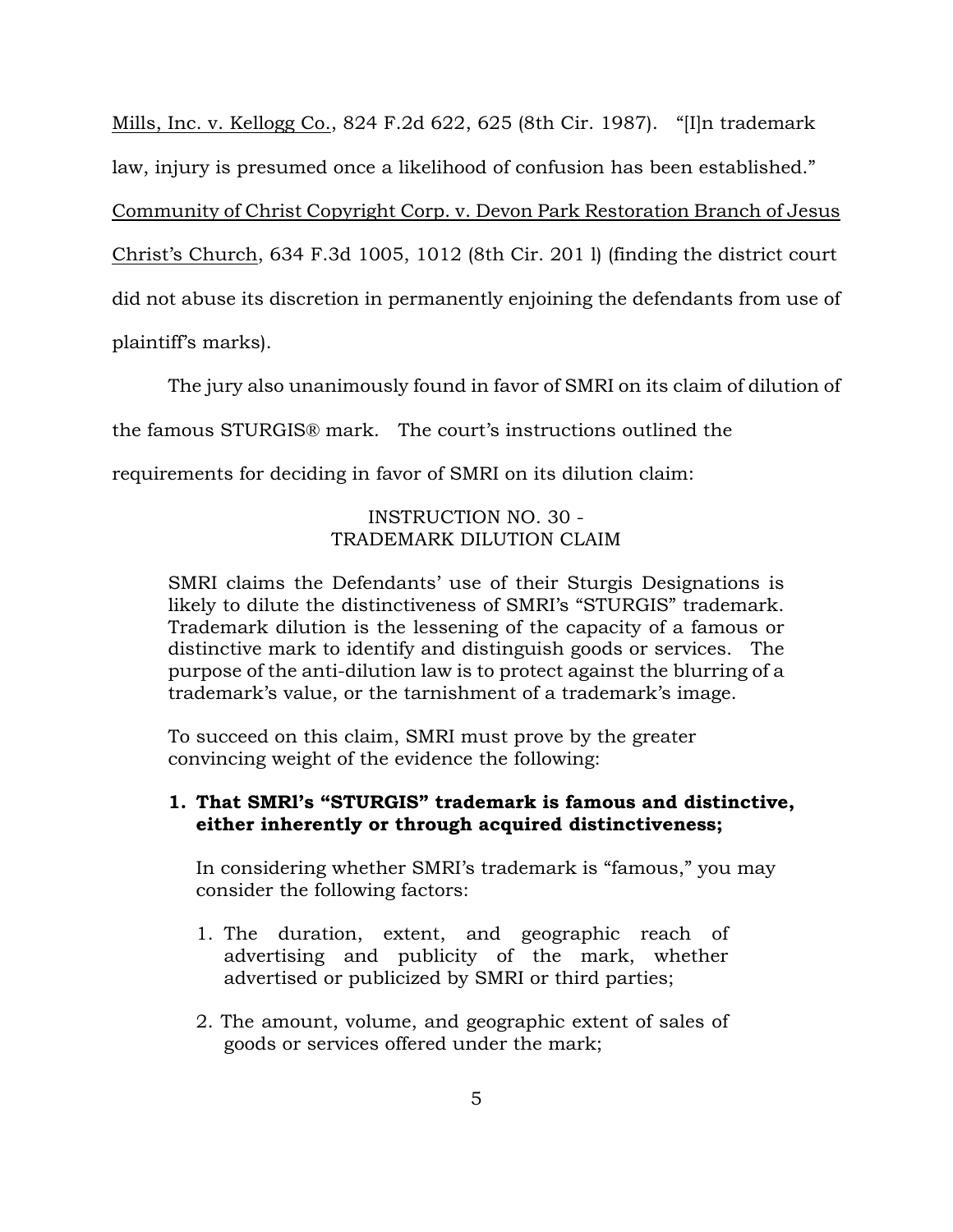Mills, Inc. v. Kellogg Co., 824 F.2d 622, 625 (8th Cir. 1987). "[I]n trademark law, injury is presumed once a likelihood of confusion has been established." Community of Christ Copyright Corp. v. Devon Park Restoration Branch of Jesus Christ's Church, 634 F.3d 1005, 1012 (8th Cir. 201 l) (finding the district court did not abuse its discretion in permanently enjoining the defendants from use of plaintiff's marks).

The jury also unanimously found in favor of SMRI on its claim of dilution of the famous STURGIS® mark. The court's instructions outlined the requirements for deciding in favor of SMRI on its dilution claim:

> INSTRUCTION NO. 30 -
> TRADEMARK DILUTION CLAIM
>
> SMRI claims the Defendants' use of their Sturgis Designations is likely to dilute the distinctiveness of SMRI's "STURGIS" trademark. Trademark dilution is the lessening of the capacity of a famous or distinctive mark to identify and distinguish goods or services. The purpose of the anti-dilution law is to protect against the blurring of a trademark's value, or the tarnishment of a trademark's image.
>
> To succeed on this claim, SMRI must prove by the greater convincing weight of the evidence the following:
>
> 1. **That SMRl's "STURGIS" trademark is famous and distinctive, either inherently or through acquired distinctiveness;**
>
>    In considering whether SMRI's trademark is "famous," you may consider the following factors:
>
>    1. The duration, extent, and geographic reach of advertising and publicity of the mark, whether advertised or publicized by SMRI or third parties;
>
>    2. The amount, volume, and geographic extent of sales of goods or services offered under the mark;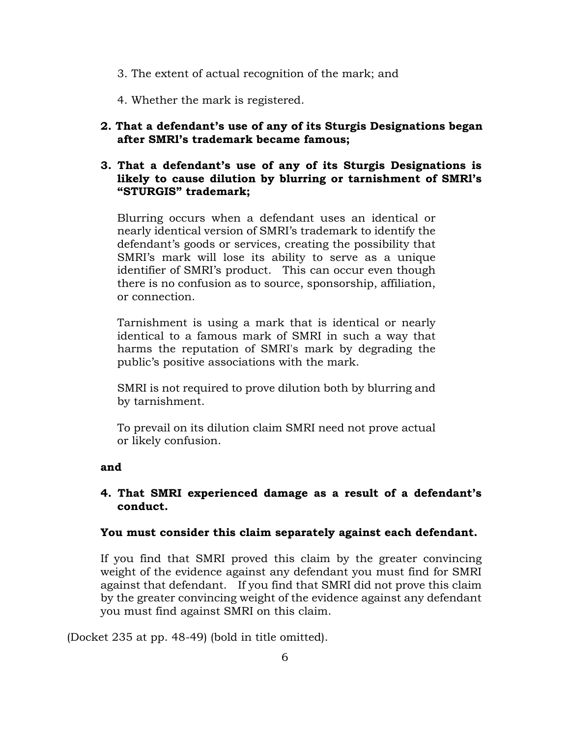3. The extent of actual recognition of the mark; and

4. Whether the mark is registered.

**2. That a defendant's use of any of its Sturgis Designations began after SMRl's trademark became famous;**

**3. That a defendant's use of any of its Sturgis Designations is likely to cause dilution by blurring or tarnishment of SMRl's "STURGIS" trademark;**

Blurring occurs when a defendant uses an identical or nearly identical version of SMRI's trademark to identify the defendant's goods or services, creating the possibility that SMRI's mark will lose its ability to serve as a unique identifier of SMRI's product. This can occur even though there is no confusion as to source, sponsorship, affiliation, or connection.

Tarnishment is using a mark that is identical or nearly identical to a famous mark of SMRI in such a way that harms the reputation of SMRI's mark by degrading the public's positive associations with the mark.

SMRI is not required to prove dilution both by blurring and by tarnishment.

To prevail on its dilution claim SMRI need not prove actual or likely confusion.

**and**

**4. That SMRI experienced damage as a result of a defendant's conduct.**

**You must consider this claim separately against each defendant.**

If you find that SMRI proved this claim by the greater convincing weight of the evidence against any defendant you must find for SMRI against that defendant. If you find that SMRI did not prove this claim by the greater convincing weight of the evidence against any defendant you must find against SMRI on this claim.

(Docket 235 at pp. 48-49) (bold in title omitted).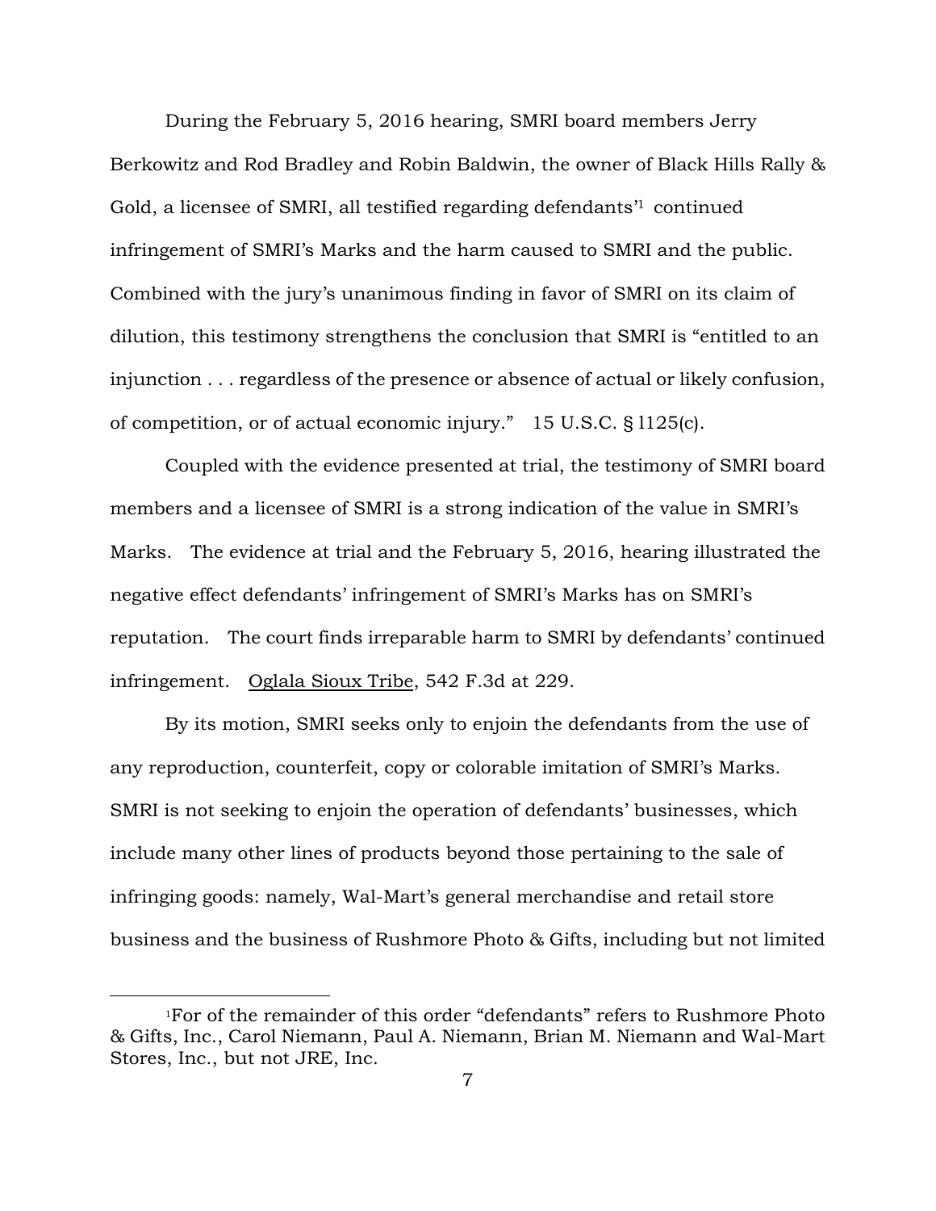During the February 5, 2016 hearing, SMRI board members Jerry Berkowitz and Rod Bradley and Robin Baldwin, the owner of Black Hills Rally & Gold, a licensee of SMRI, all testified regarding defendants'[1] continued infringement of SMRI's Marks and the harm caused to SMRI and the public. Combined with the jury's unanimous finding in favor of SMRI on its claim of dilution, this testimony strengthens the conclusion that SMRI is "entitled to an injunction . . . regardless of the presence or absence of actual or likely confusion, of competition, or of actual economic injury." 15 U.S.C. § 1125(c).

Coupled with the evidence presented at trial, the testimony of SMRI board members and a licensee of SMRI is a strong indication of the value in SMRI's Marks. The evidence at trial and the February 5, 2016, hearing illustrated the negative effect defendants' infringement of SMRI's Marks has on SMRI's reputation. The court finds irreparable harm to SMRI by defendants' continued infringement. Oglala Sioux Tribe, 542 F.3d at 229.

By its motion, SMRI seeks only to enjoin the defendants from the use of any reproduction, counterfeit, copy or colorable imitation of SMRI's Marks. SMRI is not seeking to enjoin the operation of defendants' businesses, which include many other lines of products beyond those pertaining to the sale of infringing goods: namely, Wal-Mart's general merchandise and retail store business and the business of Rushmore Photo & Gifts, including but not limited

---

[1] For of the remainder of this order "defendants" refers to Rushmore Photo & Gifts, Inc., Carol Niemann, Paul A. Niemann, Brian M. Niemann and Wal-Mart Stores, Inc., but not JRE, Inc.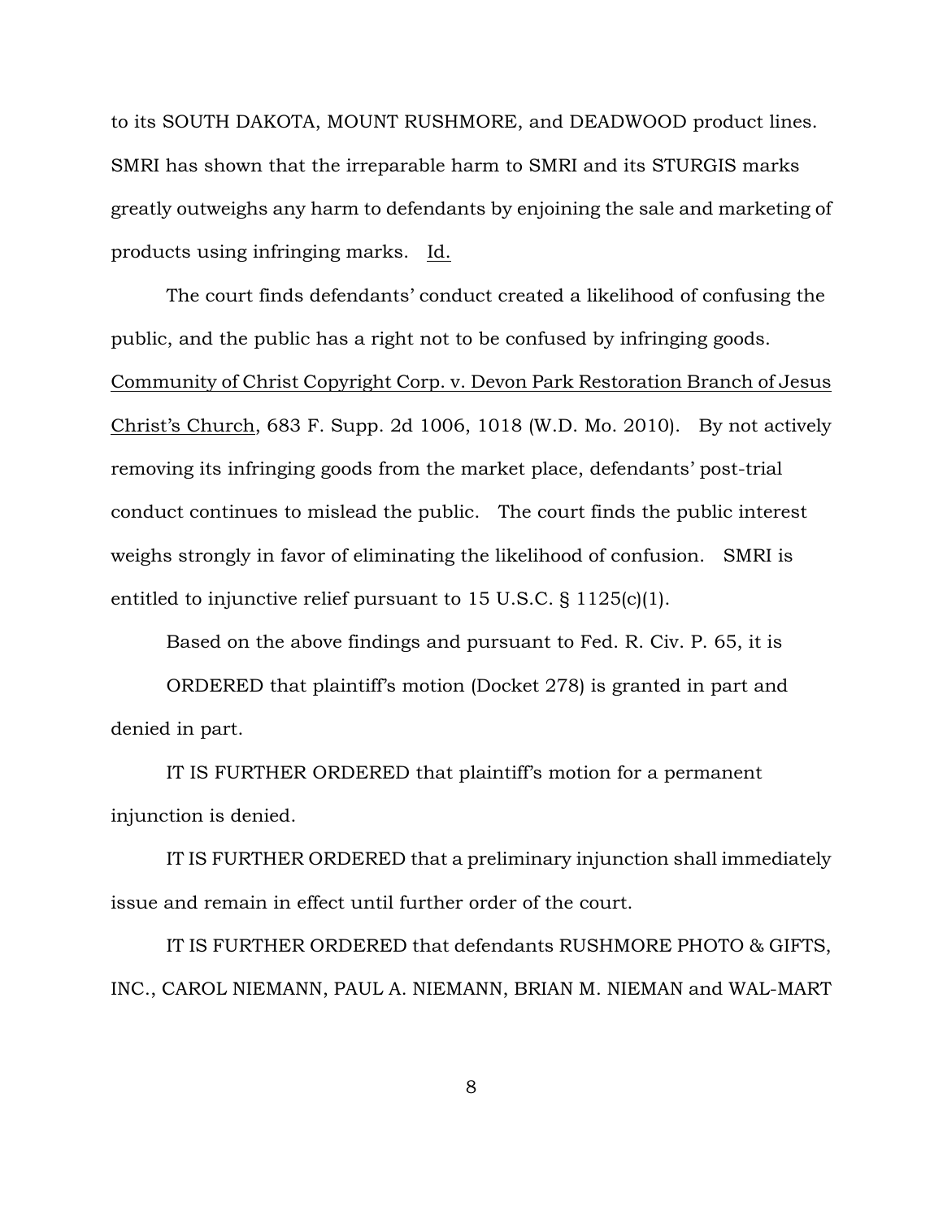to its SOUTH DAKOTA, MOUNT RUSHMORE, and DEADWOOD product lines. SMRI has shown that the irreparable harm to SMRI and its STURGIS marks greatly outweighs any harm to defendants by enjoining the sale and marketing of products using infringing marks. Id.

The court finds defendants' conduct created a likelihood of confusing the public, and the public has a right not to be confused by infringing goods. Community of Christ Copyright Corp. v. Devon Park Restoration Branch of Jesus Christ's Church, 683 F. Supp. 2d 1006, 1018 (W.D. Mo. 2010). By not actively removing its infringing goods from the market place, defendants' post-trial conduct continues to mislead the public. The court finds the public interest weighs strongly in favor of eliminating the likelihood of confusion. SMRI is entitled to injunctive relief pursuant to 15 U.S.C. § 1125(c)(1).

Based on the above findings and pursuant to Fed. R. Civ. P. 65, it is

ORDERED that plaintiff's motion (Docket 278) is granted in part and denied in part.

IT IS FURTHER ORDERED that plaintiff's motion for a permanent injunction is denied.

IT IS FURTHER ORDERED that a preliminary injunction shall immediately issue and remain in effect until further order of the court.

IT IS FURTHER ORDERED that defendants RUSHMORE PHOTO & GIFTS, INC., CAROL NIEMANN, PAUL A. NIEMANN, BRIAN M. NIEMAN and WAL-MART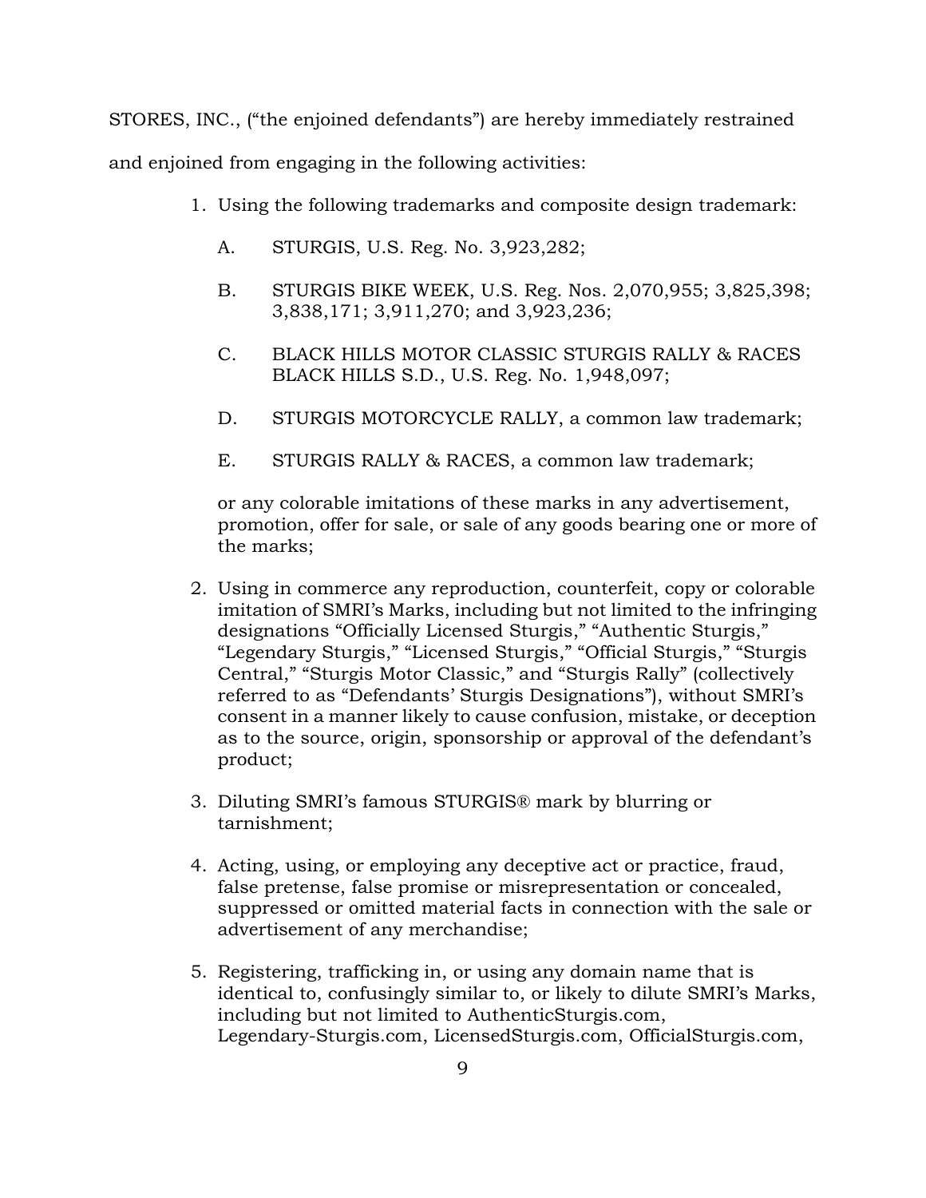STORES, INC., ("the enjoined defendants") are hereby immediately restrained and enjoined from engaging in the following activities:

1. Using the following trademarks and composite design trademark:

   A. STURGIS, U.S. Reg. No. 3,923,282;

   B. STURGIS BIKE WEEK, U.S. Reg. Nos. 2,070,955; 3,825,398; 3,838,171; 3,911,270; and 3,923,236;

   C. BLACK HILLS MOTOR CLASSIC STURGIS RALLY & RACES BLACK HILLS S.D., U.S. Reg. No. 1,948,097;

   D. STURGIS MOTORCYCLE RALLY, a common law trademark;

   E. STURGIS RALLY & RACES, a common law trademark;

   or any colorable imitations of these marks in any advertisement, promotion, offer for sale, or sale of any goods bearing one or more of the marks;

2. Using in commerce any reproduction, counterfeit, copy or colorable imitation of SMRI's Marks, including but not limited to the infringing designations "Officially Licensed Sturgis," "Authentic Sturgis," "Legendary Sturgis," "Licensed Sturgis," "Official Sturgis," "Sturgis Central," "Sturgis Motor Classic," and "Sturgis Rally" (collectively referred to as "Defendants' Sturgis Designations"), without SMRI's consent in a manner likely to cause confusion, mistake, or deception as to the source, origin, sponsorship or approval of the defendant's product;

3. Diluting SMRI's famous STURGIS® mark by blurring or tarnishment;

4. Acting, using, or employing any deceptive act or practice, fraud, false pretense, false promise or misrepresentation or concealed, suppressed or omitted material facts in connection with the sale or advertisement of any merchandise;

5. Registering, trafficking in, or using any domain name that is identical to, confusingly similar to, or likely to dilute SMRI's Marks, including but not limited to AuthenticSturgis.com, Legendary-Sturgis.com, LicensedSturgis.com, OfficialSturgis.com,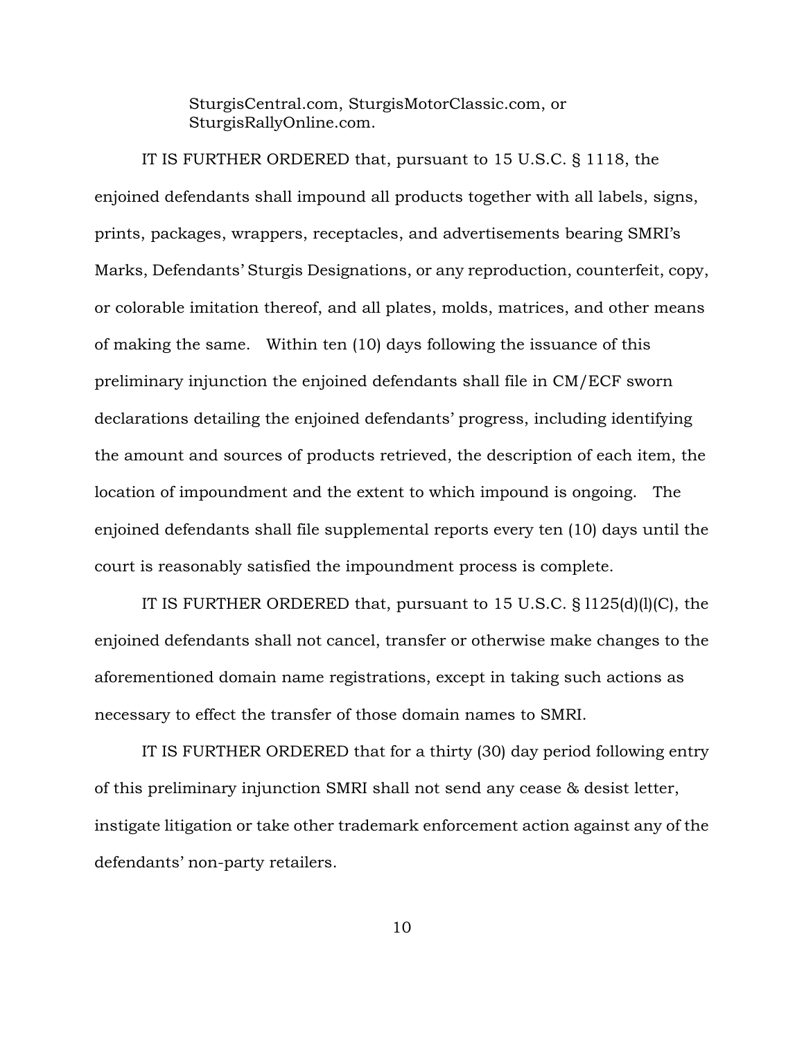SturgisCentral.com, SturgisMotorClassic.com, or SturgisRallyOnline.com.

IT IS FURTHER ORDERED that, pursuant to 15 U.S.C. § 1118, the enjoined defendants shall impound all products together with all labels, signs, prints, packages, wrappers, receptacles, and advertisements bearing SMRI's Marks, Defendants' Sturgis Designations, or any reproduction, counterfeit, copy, or colorable imitation thereof, and all plates, molds, matrices, and other means of making the same. Within ten (10) days following the issuance of this preliminary injunction the enjoined defendants shall file in CM/ECF sworn declarations detailing the enjoined defendants' progress, including identifying the amount and sources of products retrieved, the description of each item, the location of impoundment and the extent to which impound is ongoing. The enjoined defendants shall file supplemental reports every ten (10) days until the court is reasonably satisfied the impoundment process is complete.

IT IS FURTHER ORDERED that, pursuant to 15 U.S.C. § l125(d)(l)(C), the enjoined defendants shall not cancel, transfer or otherwise make changes to the aforementioned domain name registrations, except in taking such actions as necessary to effect the transfer of those domain names to SMRI.

IT IS FURTHER ORDERED that for a thirty (30) day period following entry of this preliminary injunction SMRI shall not send any cease & desist letter, instigate litigation or take other trademark enforcement action against any of the defendants' non-party retailers.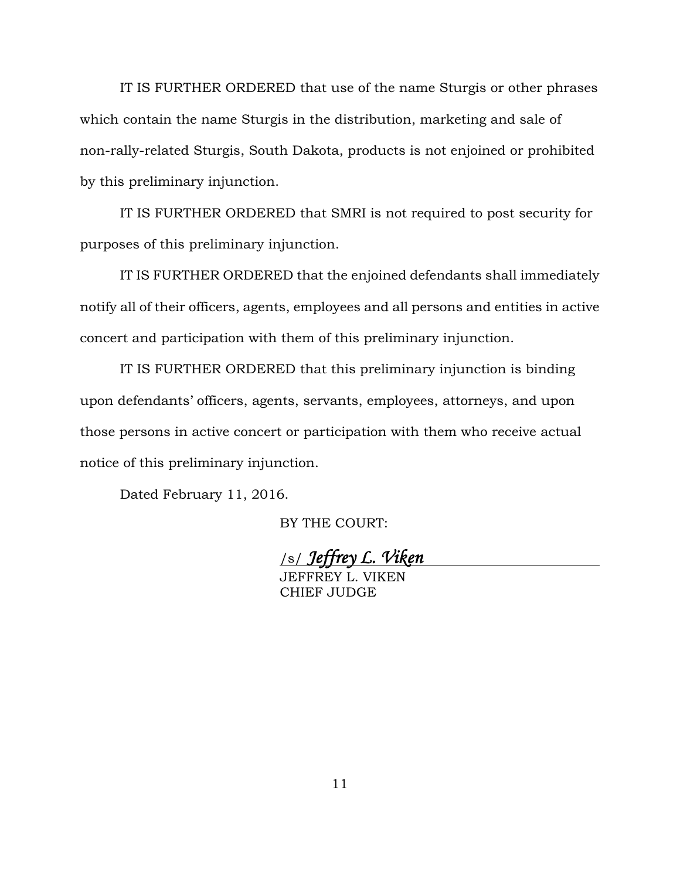IT IS FURTHER ORDERED that use of the name Sturgis or other phrases which contain the name Sturgis in the distribution, marketing and sale of non-rally-related Sturgis, South Dakota, products is not enjoined or prohibited by this preliminary injunction.

IT IS FURTHER ORDERED that SMRI is not required to post security for purposes of this preliminary injunction.

IT IS FURTHER ORDERED that the enjoined defendants shall immediately notify all of their officers, agents, employees and all persons and entities in active concert and participation with them of this preliminary injunction.

IT IS FURTHER ORDERED that this preliminary injunction is binding upon defendants' officers, agents, servants, employees, attorneys, and upon those persons in active concert or participation with them who receive actual notice of this preliminary injunction.

Dated February 11, 2016.

BY THE COURT:

/s/ *Jeffrey L. Viken*
JEFFREY L. VIKEN
CHIEF JUDGE